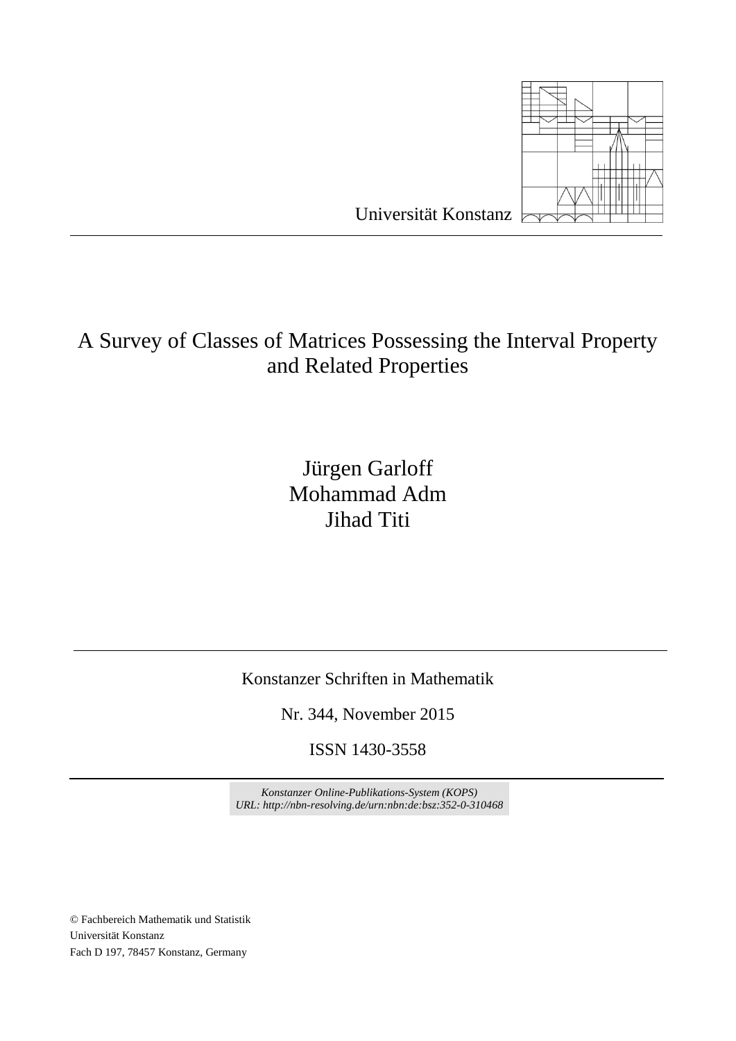Universität Konstanz

# A Survey of Classes of Matrices Possessing the Interval Property and Related Properties

Jürgen Garloff
Mohammad Adm
Jihad Titi

Konstanzer Schriften in Mathematik

Nr. 344, November 2015

ISSN 1430-3558

*Konstanzer Online-Publikations-System (KOPS)*
*URL: http://nbn-resolving.de/urn:nbn:de:bsz:352-0-310468*

© Fachbereich Mathematik und Statistik
Universität Konstanz
Fach D 197, 78457 Konstanz, Germany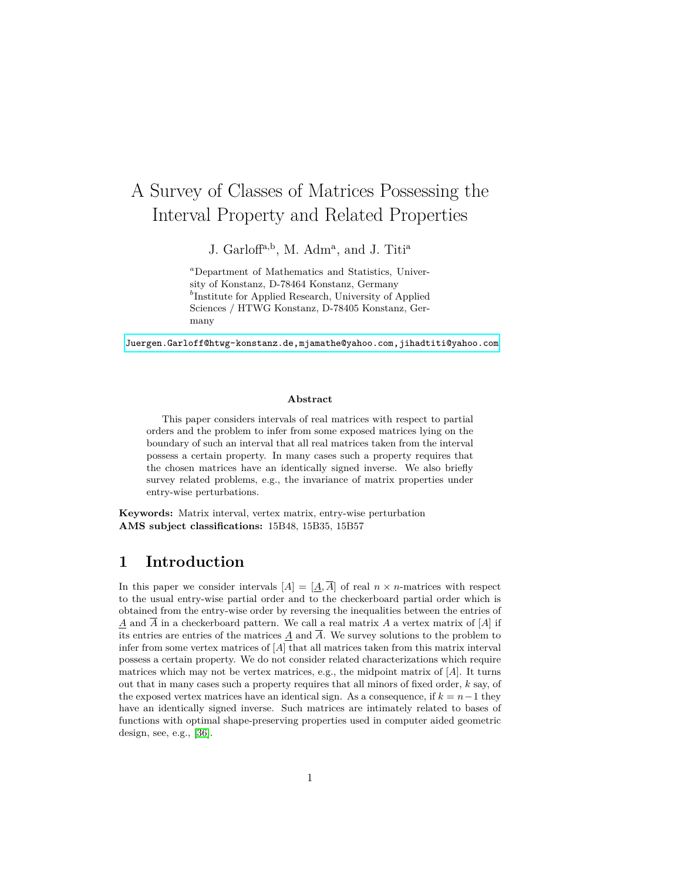# A Survey of Classes of Matrices Possessing the Interval Property and Related Properties

J. Garloff[a,b], M. Adm[a], and J. Titi[a]

[a]Department of Mathematics and Statistics, University of Konstanz, D-78464 Konstanz, Germany
[b]Institute for Applied Research, University of Applied Sciences / HTWG Konstanz, D-78405 Konstanz, Germany

Juergen.Garloff@htwg-konstanz.de,mjamathe@yahoo.com,jihadtiti@yahoo.com

**Abstract**

This paper considers intervals of real matrices with respect to partial orders and the problem to infer from some exposed matrices lying on the boundary of such an interval that all real matrices taken from the interval possess a certain property. In many cases such a property requires that the chosen matrices have an identically signed inverse. We also briefly survey related problems, e.g., the invariance of matrix properties under entry-wise perturbations.

**Keywords:** Matrix interval, vertex matrix, entry-wise perturbation
**AMS subject classifications:** 15B48, 15B35, 15B57

## 1 Introduction

In this paper we consider intervals $[A] = [\underline{A}, \overline{A}]$ of real $n \times n$-matrices with respect to the usual entry-wise partial order and to the checkerboard partial order which is obtained from the entry-wise order by reversing the inequalities between the entries of $\underline{A}$ and $\overline{A}$ in a checkerboard pattern. We call a real matrix $A$ a vertex matrix of $[A]$ if its entries are entries of the matrices $\underline{A}$ and $\overline{A}$. We survey solutions to the problem to infer from some vertex matrices of $[A]$ that all matrices taken from this matrix interval possess a certain property. We do not consider related characterizations which require matrices which may not be vertex matrices, e.g., the midpoint matrix of $[A]$. It turns out that in many cases such a property requires that all minors of fixed order, $k$ say, of the exposed vertex matrices have an identical sign. As a consequence, if $k = n-1$ they have an identically signed inverse. Such matrices are intimately related to bases of functions with optimal shape-preserving properties used in computer aided geometric design, see, e.g., [36].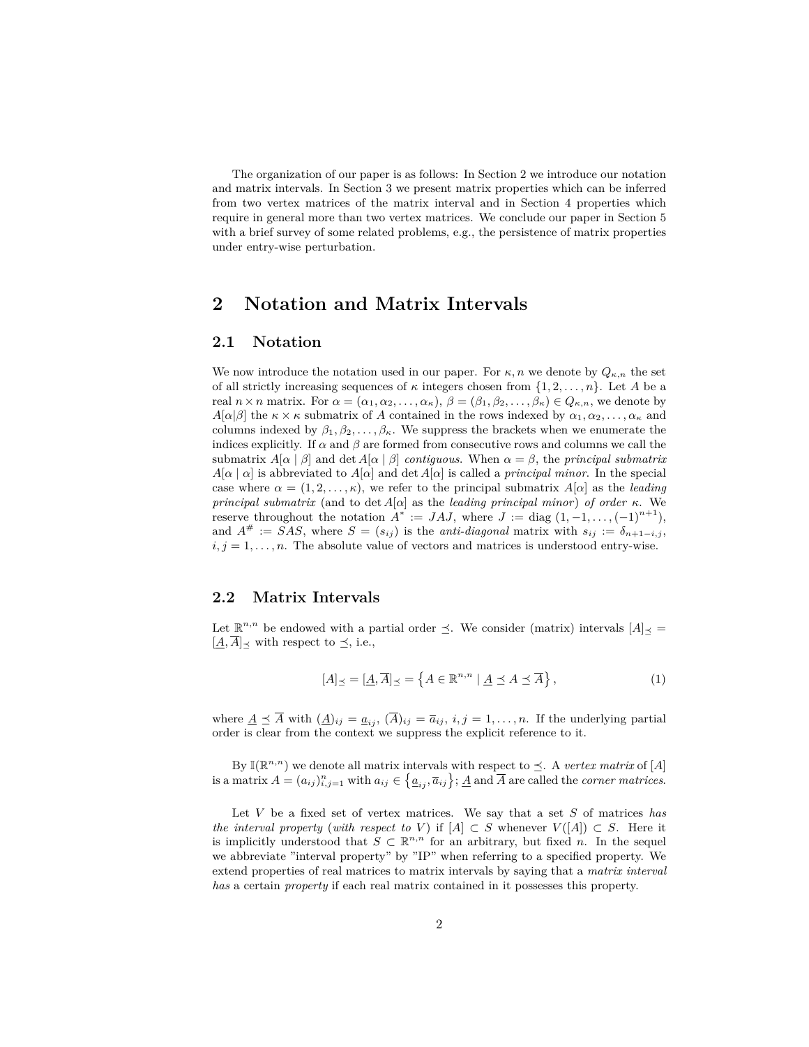The organization of our paper is as follows: In Section 2 we introduce our notation and matrix intervals. In Section 3 we present matrix properties which can be inferred from two vertex matrices of the matrix interval and in Section 4 properties which require in general more than two vertex matrices. We conclude our paper in Section 5 with a brief survey of some related problems, e.g., the persistence of matrix properties under entry-wise perturbation.

## 2 Notation and Matrix Intervals

### 2.1 Notation

We now introduce the notation used in our paper. For $\kappa, n$ we denote by $Q_{\kappa,n}$ the set of all strictly increasing sequences of $\kappa$ integers chosen from $\{1, 2, \ldots, n\}$. Let $A$ be a real $n \times n$ matrix. For $\alpha = (\alpha_1, \alpha_2, \ldots, \alpha_\kappa)$, $\beta = (\beta_1, \beta_2, \ldots, \beta_\kappa) \in Q_{\kappa,n}$, we denote by $A[\alpha|\beta]$ the $\kappa \times \kappa$ submatrix of $A$ contained in the rows indexed by $\alpha_1, \alpha_2, \ldots, \alpha_\kappa$ and columns indexed by $\beta_1, \beta_2, \ldots, \beta_\kappa$. We suppress the brackets when we enumerate the indices explicitly. If $\alpha$ and $\beta$ are formed from consecutive rows and columns we call the submatrix $A[\alpha \mid \beta]$ and $\det A[\alpha \mid \beta]$ *contiguous*. When $\alpha = \beta$, the *principal submatrix* $A[\alpha \mid \alpha]$ is abbreviated to $A[\alpha]$ and $\det A[\alpha]$ is called a *principal minor*. In the special case where $\alpha = (1, 2, \ldots, \kappa)$, we refer to the principal submatrix $A[\alpha]$ as the *leading principal submatrix* (and to $\det A[\alpha]$ as the *leading principal minor*) *of order* $\kappa$. We reserve throughout the notation $A^* := JAJ$, where $J := \operatorname{diag}\,(1, -1, \ldots, (-1)^{n+1})$, and $A^\# := SAS$, where $S = (s_{ij})$ is the *anti-diagonal* matrix with $s_{ij} := \delta_{n+1-i,j}$, $i, j = 1, \ldots, n$. The absolute value of vectors and matrices is understood entry-wise.

### 2.2 Matrix Intervals

Let $\mathbb{R}^{n,n}$ be endowed with a partial order $\preceq$. We consider (matrix) intervals $[A]_\preceq = [\underline{A}, \overline{A}]_\preceq$ with respect to $\preceq$, i.e.,

$$[A]_\preceq = [\underline{A}, \overline{A}]_\preceq = \left\{ A \in \mathbb{R}^{n,n} \mid \underline{A} \preceq A \preceq \overline{A} \right\}, \tag{1}$$

where $\underline{A} \preceq \overline{A}$ with $(\underline{A})_{ij} = \underline{a}_{ij}$, $(\overline{A})_{ij} = \overline{a}_{ij}$, $i, j = 1, \ldots, n$. If the underlying partial order is clear from the context we suppress the explicit reference to it.

By $\mathbb{I}(\mathbb{R}^{n,n})$ we denote all matrix intervals with respect to $\preceq$. A *vertex matrix* of $[A]$ is a matrix $A = (a_{ij})_{i,j=1}^n$ with $a_{ij} \in \left\{ \underline{a}_{ij}, \overline{a}_{ij} \right\}$; $\underline{A}$ and $\overline{A}$ are called the *corner matrices*.

Let $V$ be a fixed set of vertex matrices. We say that a set $S$ of matrices *has the interval property* (*with respect to* $V$) if $[A] \subset S$ whenever $V([A]) \subset S$. Here it is implicitly understood that $S \subset \mathbb{R}^{n,n}$ for an arbitrary, but fixed $n$. In the sequel we abbreviate "interval property" by "IP" when referring to a specified property. We extend properties of real matrices to matrix intervals by saying that a *matrix interval has* a certain *property* if each real matrix contained in it possesses this property.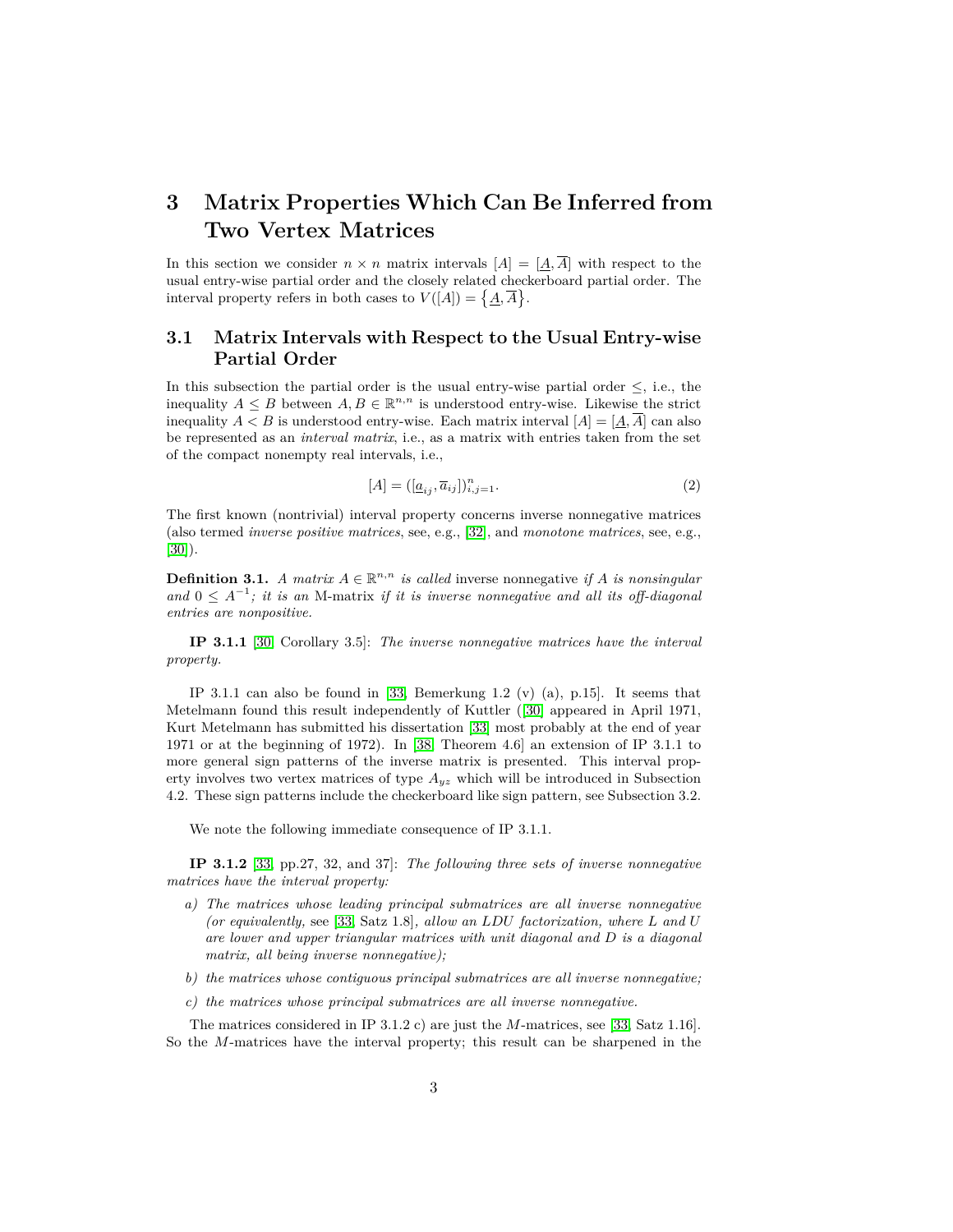# 3 Matrix Properties Which Can Be Inferred from Two Vertex Matrices

In this section we consider $n \times n$ matrix intervals $[A] = [\underline{A}, \overline{A}]$ with respect to the usual entry-wise partial order and the closely related checkerboard partial order. The interval property refers in both cases to $V([A]) = \{\underline{A}, \overline{A}\}$.

## 3.1 Matrix Intervals with Respect to the Usual Entry-wise Partial Order

In this subsection the partial order is the usual entry-wise partial order $\leq$, i.e., the inequality $A \leq B$ between $A, B \in \mathbb{R}^{n,n}$ is understood entry-wise. Likewise the strict inequality $A < B$ is understood entry-wise. Each matrix interval $[A] = [\underline{A}, \overline{A}]$ can also be represented as an *interval matrix*, i.e., as a matrix with entries taken from the set of the compact nonempty real intervals, i.e.,

$$[A] = ([\underline{a}_{ij}, \overline{a}_{ij}])_{i,j=1}^{n}. \tag{2}$$

The first known (nontrivial) interval property concerns inverse nonnegative matrices (also termed *inverse positive matrices*, see, e.g., [32], and *monotone matrices*, see, e.g., [30]).

**Definition 3.1.** *A matrix $A \in \mathbb{R}^{n,n}$ is called* inverse nonnegative *if $A$ is nonsingular and $0 \leq A^{-1}$; it is an* M-matrix *if it is inverse nonnegative and all its off-diagonal entries are nonpositive.*

**IP 3.1.1** [30, Corollary 3.5]: *The inverse nonnegative matrices have the interval property.*

IP 3.1.1 can also be found in [33, Bemerkung 1.2 (v) (a), p.15]. It seems that Metelmann found this result independently of Kuttler ([30] appeared in April 1971, Kurt Metelmann has submitted his dissertation [33] most probably at the end of year 1971 or at the beginning of 1972). In [38, Theorem 4.6] an extension of IP 3.1.1 to more general sign patterns of the inverse matrix is presented. This interval property involves two vertex matrices of type $A_{yz}$ which will be introduced in Subsection 4.2. These sign patterns include the checkerboard like sign pattern, see Subsection 3.2.

We note the following immediate consequence of IP 3.1.1.

**IP 3.1.2** [33, pp.27, 32, and 37]: *The following three sets of inverse nonnegative matrices have the interval property:*

*a) The matrices whose leading principal submatrices are all inverse nonnegative (or equivalently,* see [33, Satz 1.8]*, allow an LDU factorization, where L and U are lower and upper triangular matrices with unit diagonal and D is a diagonal matrix, all being inverse nonnegative);*

*b) the matrices whose contiguous principal submatrices are all inverse nonnegative;*

*c) the matrices whose principal submatrices are all inverse nonnegative.*

The matrices considered in IP 3.1.2 c) are just the $M$-matrices, see [33, Satz 1.16]. So the $M$-matrices have the interval property; this result can be sharpened in the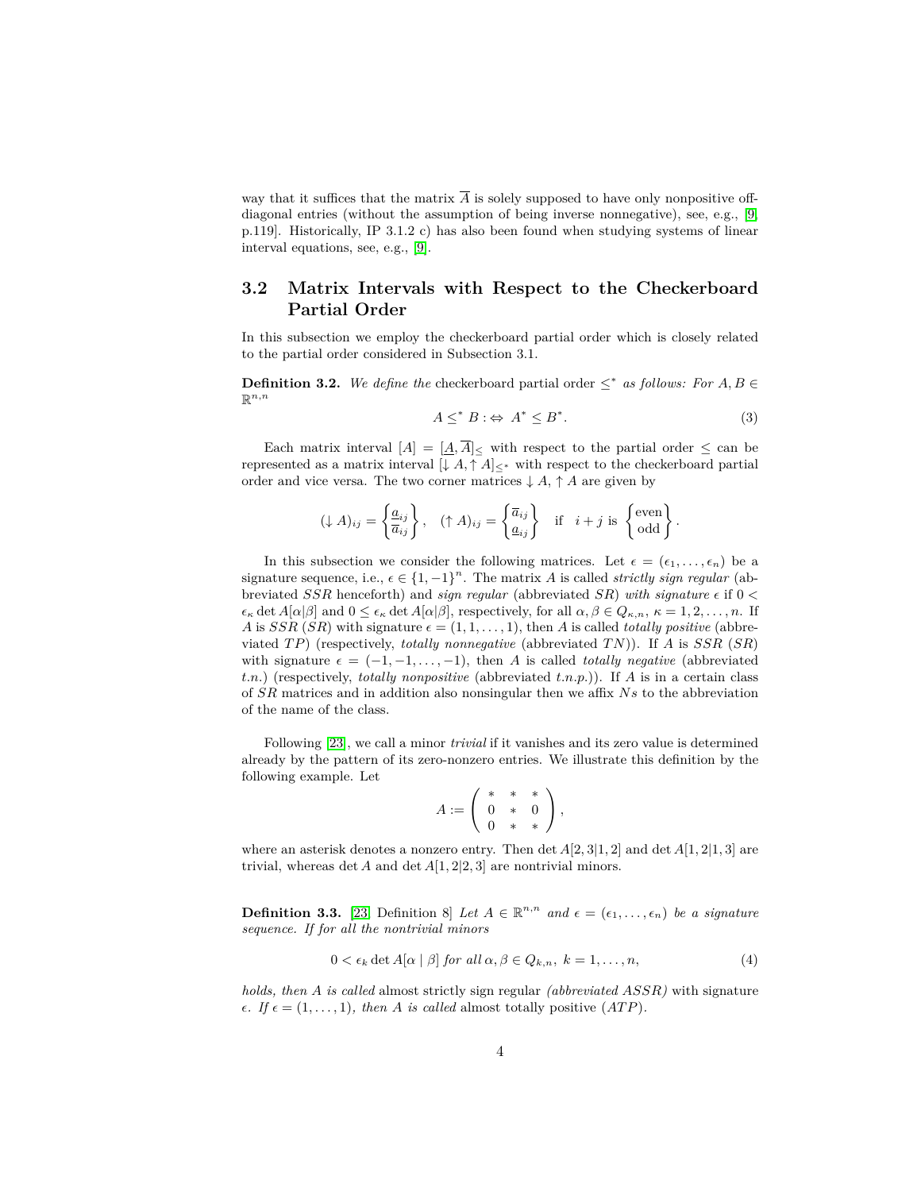way that it suffices that the matrix $\overline{A}$ is solely supposed to have only nonpositive off-diagonal entries (without the assumption of being inverse nonnegative), see, e.g., [9, p.119]. Historically, IP 3.1.2 c) has also been found when studying systems of linear interval equations, see, e.g., [9].

## 3.2 Matrix Intervals with Respect to the Checkerboard Partial Order

In this subsection we employ the checkerboard partial order which is closely related to the partial order considered in Subsection 3.1.

**Definition 3.2.** *We define the* checkerboard partial order $\leq^*$ *as follows: For* $A, B \in \mathbb{R}^{n,n}$

$$A \leq^* B :\Leftrightarrow \; A^* \leq B^*. \tag{3}$$

Each matrix interval $[A] = [\underline{A}, \overline{A}]_{\leq}$ with respect to the partial order $\leq$ can be represented as a matrix interval $[\downarrow A, \uparrow A]_{\leq^*}$ with respect to the checkerboard partial order and vice versa. The two corner matrices $\downarrow A, \uparrow A$ are given by

$$(\downarrow A)_{ij} = \begin{Bmatrix} \underline{a}_{ij} \\ \overline{a}_{ij} \end{Bmatrix}, \quad (\uparrow A)_{ij} = \begin{Bmatrix} \overline{a}_{ij} \\ \underline{a}_{ij} \end{Bmatrix} \quad \text{if} \quad i+j \text{ is } \begin{Bmatrix} \text{even} \\ \text{odd} \end{Bmatrix}.$$

In this subsection we consider the following matrices. Let $\epsilon = (\epsilon_1, \ldots, \epsilon_n)$ be a signature sequence, i.e., $\epsilon \in \{1, -1\}^n$. The matrix $A$ is called *strictly sign regular* (abbreviated $SSR$ henceforth) and *sign regular* (abbreviated $SR$) *with signature* $\epsilon$ if $0 < \epsilon_\kappa \det A[\alpha|\beta]$ and $0 \leq \epsilon_\kappa \det A[\alpha|\beta]$, respectively, for all $\alpha, \beta \in Q_{\kappa,n}$, $\kappa = 1, 2, \ldots, n$. If $A$ is $SSR$ ($SR$) with signature $\epsilon = (1, 1, \ldots, 1)$, then $A$ is called *totally positive* (abbreviated $TP$) (respectively, *totally nonnegative* (abbreviated $TN$)). If $A$ is $SSR$ ($SR$) with signature $\epsilon = (-1, -1, \ldots, -1)$, then $A$ is called *totally negative* (abbreviated *t.n.*) (respectively, *totally nonpositive* (abbreviated *t.n.p.*)). If $A$ is in a certain class of $SR$ matrices and in addition also nonsingular then we affix $Ns$ to the abbreviation of the name of the class.

Following [23], we call a minor *trivial* if it vanishes and its zero value is determined already by the pattern of its zero-nonzero entries. We illustrate this definition by the following example. Let

$$A := \begin{pmatrix} * & * & * \\ 0 & * & 0 \\ 0 & * & * \end{pmatrix},$$

where an asterisk denotes a nonzero entry. Then $\det A[2,3|1,2]$ and $\det A[1,2|1,3]$ are trivial, whereas $\det A$ and $\det A[1,2|2,3]$ are nontrivial minors.

**Definition 3.3.** [23, Definition 8] *Let* $A \in \mathbb{R}^{n,n}$ *and* $\epsilon = (\epsilon_1, \ldots, \epsilon_n)$ *be a signature sequence. If for all the nontrivial minors*

$$0 < \epsilon_k \det A[\alpha \mid \beta] \text{ for all } \alpha, \beta \in Q_{k,n},\ k = 1, \ldots, n, \tag{4}$$

*holds, then A is called* almost strictly sign regular *(abbreviated ASSR) with signature* $\epsilon$*. If* $\epsilon = (1, \ldots, 1)$*, then A is called* almost totally positive ($ATP$).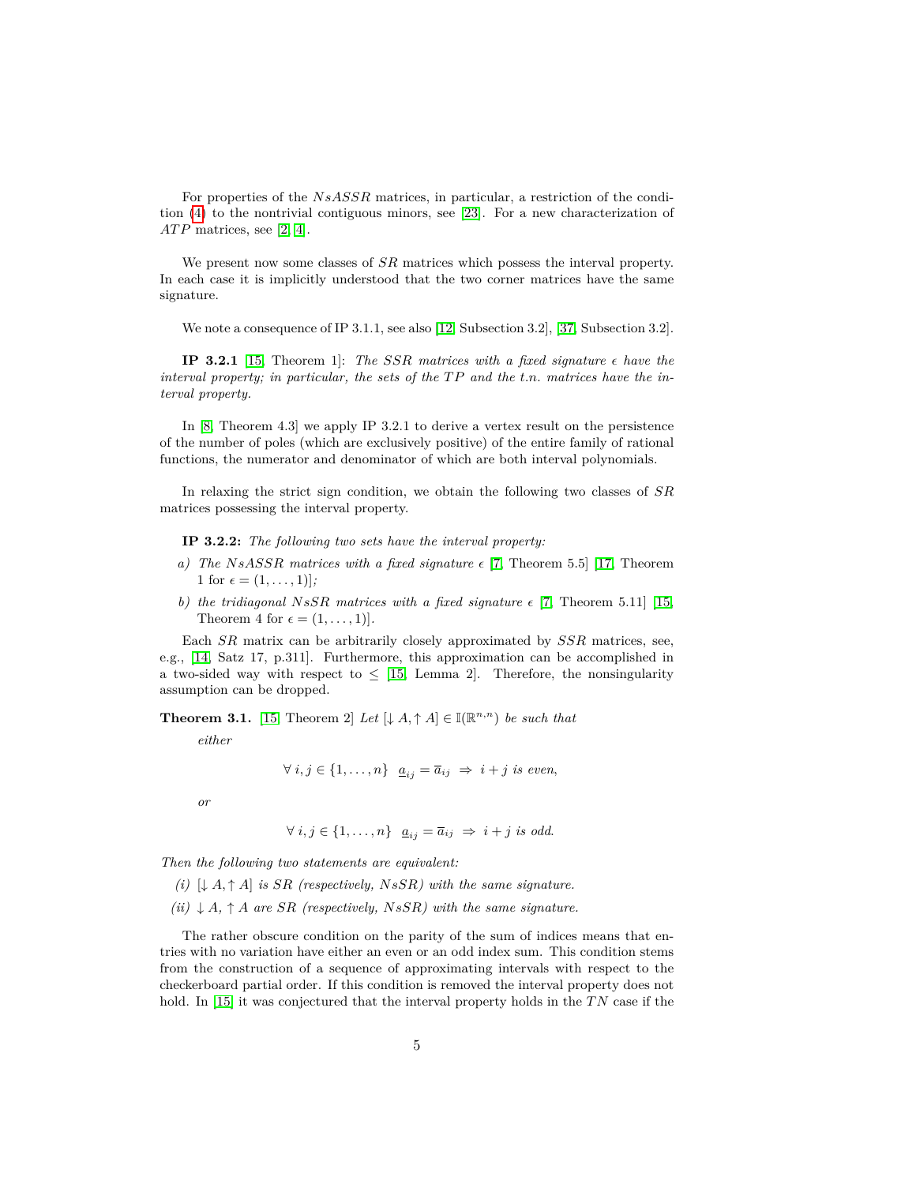For properties of the $NsASSR$ matrices, in particular, a restriction of the condition (4) to the nontrivial contiguous minors, see [23]. For a new characterization of $ATP$ matrices, see [2, 4].

We present now some classes of $SR$ matrices which possess the interval property. In each case it is implicitly understood that the two corner matrices have the same signature.

We note a consequence of IP 3.1.1, see also [12, Subsection 3.2], [37, Subsection 3.2].

**IP 3.2.1** [15, Theorem 1]: *The SSR matrices with a fixed signature $\epsilon$ have the interval property; in particular, the sets of the $TP$ and the t.n. matrices have the interval property.*

In [8, Theorem 4.3] we apply IP 3.2.1 to derive a vertex result on the persistence of the number of poles (which are exclusively positive) of the entire family of rational functions, the numerator and denominator of which are both interval polynomials.

In relaxing the strict sign condition, we obtain the following two classes of $SR$ matrices possessing the interval property.

**IP 3.2.2:** *The following two sets have the interval property:*

*a) The $NsASSR$ matrices with a fixed signature $\epsilon$* [7, Theorem 5.5] [17, Theorem 1 for $\epsilon = (1, \ldots, 1)$];

*b) the tridiagonal $NsSR$ matrices with a fixed signature $\epsilon$* [7, Theorem 5.11] [15, Theorem 4 for $\epsilon = (1, \ldots, 1)$].

Each $SR$ matrix can be arbitrarily closely approximated by $SSR$ matrices, see, e.g., [14, Satz 17, p.311]. Furthermore, this approximation can be accomplished in a two-sided way with respect to $\leq$ [15, Lemma 2]. Therefore, the nonsingularity assumption can be dropped.

**Theorem 3.1.** [15, Theorem 2] *Let $[\downarrow A, \uparrow A] \in \mathbb{I}(\mathbb{R}^{n,n})$ be such that*

*either*

$$\forall\, i,j \in \{1,\ldots,n\} \;\; \underline{a}_{ij} = \overline{a}_{ij} \;\Rightarrow\; i+j \text{ is even},$$

*or*

$$\forall\, i,j \in \{1,\ldots,n\} \;\; \underline{a}_{ij} = \overline{a}_{ij} \;\Rightarrow\; i+j \text{ is odd}.$$

*Then the following two statements are equivalent:*

*(i) $[\downarrow A, \uparrow A]$ is $SR$ (respectively, $NsSR$) with the same signature.*

*(ii) $\downarrow A$, $\uparrow A$ are $SR$ (respectively, $NsSR$) with the same signature.*

The rather obscure condition on the parity of the sum of indices means that entries with no variation have either an even or an odd index sum. This condition stems from the construction of a sequence of approximating intervals with respect to the checkerboard partial order. If this condition is removed the interval property does not hold. In [15] it was conjectured that the interval property holds in the $TN$ case if the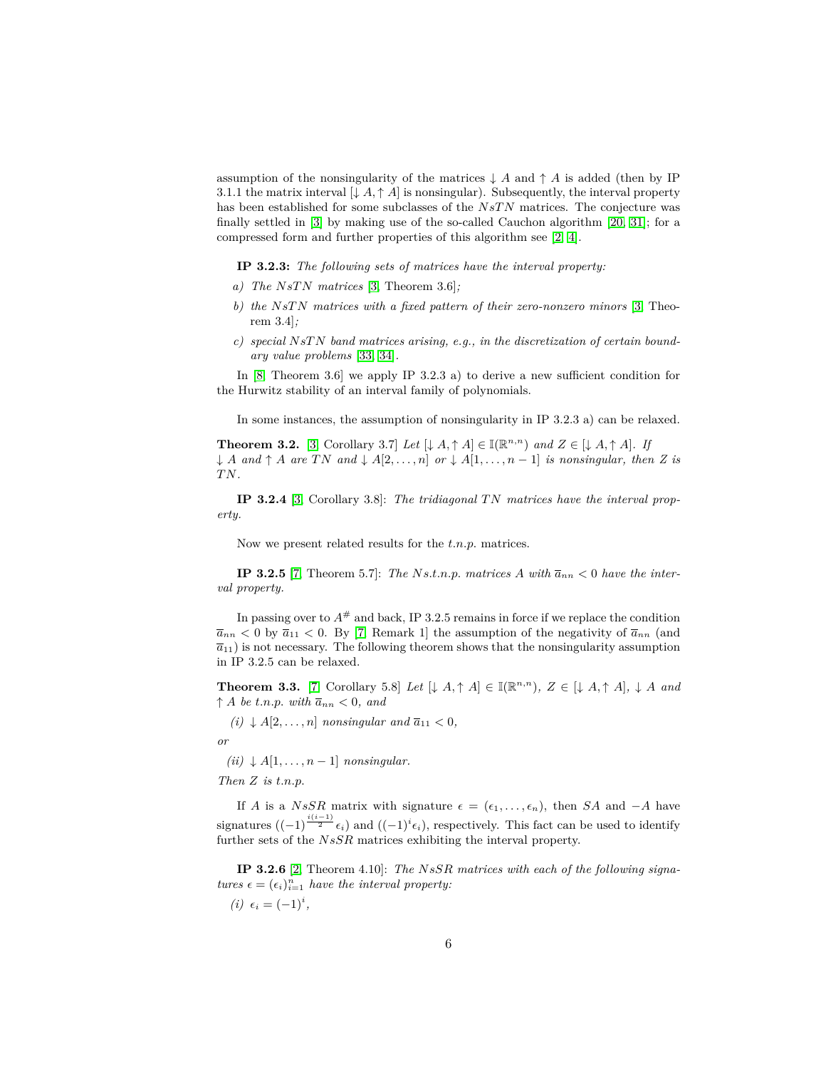assumption of the nonsingularity of the matrices $\downarrow A$ and $\uparrow A$ is added (then by IP 3.1.1 the matrix interval $[\downarrow A, \uparrow A]$ is nonsingular). Subsequently, the interval property has been established for some subclasses of the $NsTN$ matrices. The conjecture was finally settled in [3] by making use of the so-called Cauchon algorithm [20, 31]; for a compressed form and further properties of this algorithm see [2, 4].

**IP 3.2.3:** *The following sets of matrices have the interval property:*

*a) The $NsTN$ matrices* [3, Theorem 3.6]*;*

*b) the $NsTN$ matrices with a fixed pattern of their zero-nonzero minors* [3, Theorem 3.4]*;*

*c) special $NsTN$ band matrices arising, e.g., in the discretization of certain boundary value problems* [33, 34].

In [8, Theorem 3.6] we apply IP 3.2.3 a) to derive a new sufficient condition for the Hurwitz stability of an interval family of polynomials.

In some instances, the assumption of nonsingularity in IP 3.2.3 a) can be relaxed.

**Theorem 3.2.** [3, Corollary 3.7] *Let $[\downarrow A, \uparrow A] \in \mathbb{I}(\mathbb{R}^{n,n})$ and $Z \in [\downarrow A, \uparrow A]$. If $\downarrow A$ and $\uparrow A$ are $TN$ and $\downarrow A[2, \ldots, n]$ or $\downarrow A[1, \ldots, n-1]$ is nonsingular, then $Z$ is $TN$.*

**IP 3.2.4** [3, Corollary 3.8]: *The tridiagonal $TN$ matrices have the interval property.*

Now we present related results for the *t.n.p.* matrices.

**IP 3.2.5** [7, Theorem 5.7]: *The $Ns.t.n.p.$ matrices $A$ with $\overline{a}_{nn} < 0$ have the interval property.*

In passing over to $A^{\#}$ and back, IP 3.2.5 remains in force if we replace the condition $\overline{a}_{nn} < 0$ by $\overline{a}_{11} < 0$. By [7, Remark 1] the assumption of the negativity of $\overline{a}_{nn}$ (and $\overline{a}_{11}$) is not necessary. The following theorem shows that the nonsingularity assumption in IP 3.2.5 can be relaxed.

**Theorem 3.3.** [7, Corollary 5.8] *Let $[\downarrow A, \uparrow A] \in \mathbb{I}(\mathbb{R}^{n,n})$, $Z \in [\downarrow A, \uparrow A]$, $\downarrow A$ and $\uparrow A$ be t.n.p. with $\overline{a}_{nn} < 0$, and*

*(i) $\downarrow A[2, \ldots, n]$ nonsingular and $\overline{a}_{11} < 0$,*

*or*

*(ii) $\downarrow A[1, \ldots, n-1]$ nonsingular.*

*Then $Z$ is t.n.p.*

If $A$ is a $NsSR$ matrix with signature $\epsilon = (\epsilon_1, \ldots, \epsilon_n)$, then $SA$ and $-A$ have signatures $((-1)^{\frac{i(i-1)}{2}} \epsilon_i)$ and $((-1)^i \epsilon_i)$, respectively. This fact can be used to identify further sets of the $NsSR$ matrices exhibiting the interval property.

**IP 3.2.6** [2, Theorem 4.10]: *The $NsSR$ matrices with each of the following signatures $\epsilon = (\epsilon_i)_{i=1}^n$ have the interval property:*

*(i) $\epsilon_i = (-1)^i$,*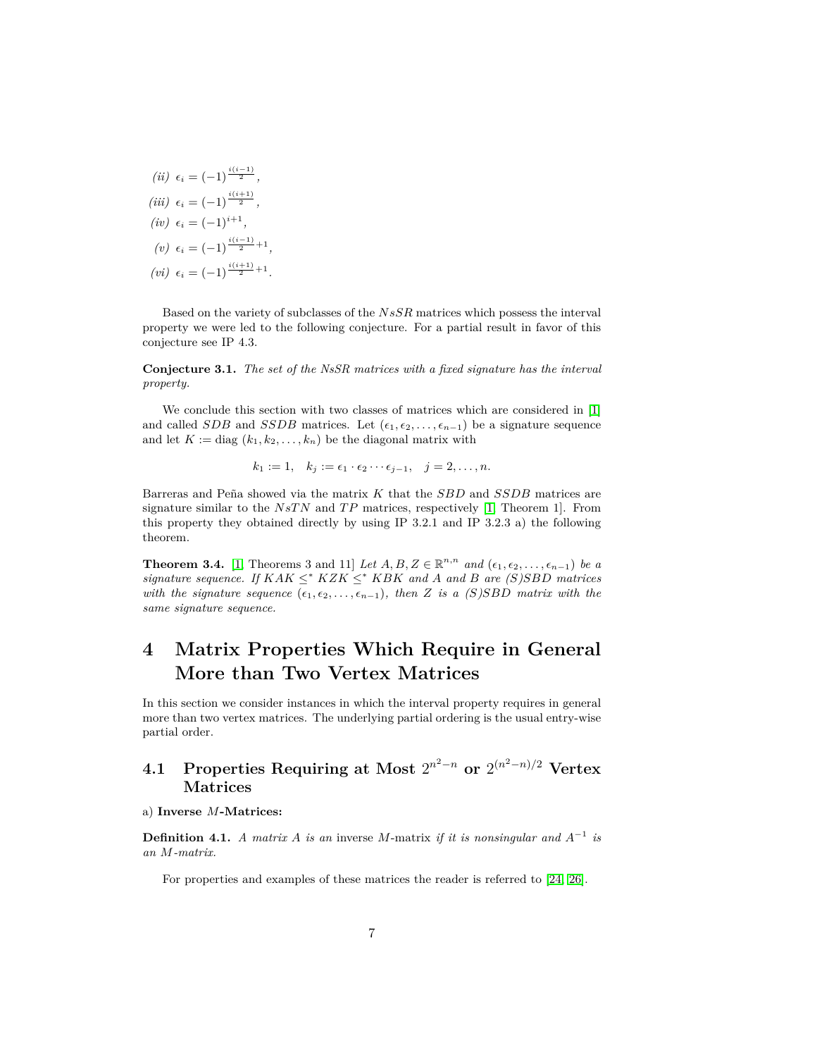(ii) $\epsilon_i = (-1)^{\frac{i(i-1)}{2}}$,

(iii) $\epsilon_i = (-1)^{\frac{i(i+1)}{2}}$,

(iv) $\epsilon_i = (-1)^{i+1}$,

(v) $\epsilon_i = (-1)^{\frac{i(i-1)}{2}+1}$,

(vi) $\epsilon_i = (-1)^{\frac{i(i+1)}{2}+1}$.

Based on the variety of subclasses of the $NsSR$ matrices which possess the interval property we were led to the following conjecture. For a partial result in favor of this conjecture see IP 4.3.

**Conjecture 3.1.** *The set of the NsSR matrices with a fixed signature has the interval property.*

We conclude this section with two classes of matrices which are considered in [1] and called $SDB$ and $SSDB$ matrices. Let $(\epsilon_1, \epsilon_2, \ldots, \epsilon_{n-1})$ be a signature sequence and let $K := \text{diag}\,(k_1, k_2, \ldots, k_n)$ be the diagonal matrix with

$$k_1 := 1, \quad k_j := \epsilon_1 \cdot \epsilon_2 \cdots \epsilon_{j-1}, \quad j = 2, \ldots, n.$$

Barreras and Peña showed via the matrix $K$ that the $SBD$ and $SSDB$ matrices are signature similar to the $NsTN$ and $TP$ matrices, respectively [1, Theorem 1]. From this property they obtained directly by using IP 3.2.1 and IP 3.2.3 a) the following theorem.

**Theorem 3.4.** [1, Theorems 3 and 11] *Let $A, B, Z \in \mathbb{R}^{n,n}$ and $(\epsilon_1, \epsilon_2, \ldots, \epsilon_{n-1})$ be a signature sequence. If $KAK \leq^* KZK \leq^* KBK$ and $A$ and $B$ are (S)SBD matrices with the signature sequence $(\epsilon_1, \epsilon_2, \ldots, \epsilon_{n-1})$, then $Z$ is a (S)SBD matrix with the same signature sequence.*

# 4 Matrix Properties Which Require in General More than Two Vertex Matrices

In this section we consider instances in which the interval property requires in general more than two vertex matrices. The underlying partial ordering is the usual entry-wise partial order.

## 4.1 Properties Requiring at Most $2^{n^2-n}$ or $2^{(n^2-n)/2}$ Vertex Matrices

a) **Inverse $M$-Matrices:**

**Definition 4.1.** *A matrix $A$ is an* inverse $M$-matrix *if it is nonsingular and $A^{-1}$ is an $M$-matrix.*

For properties and examples of these matrices the reader is referred to [24, 26].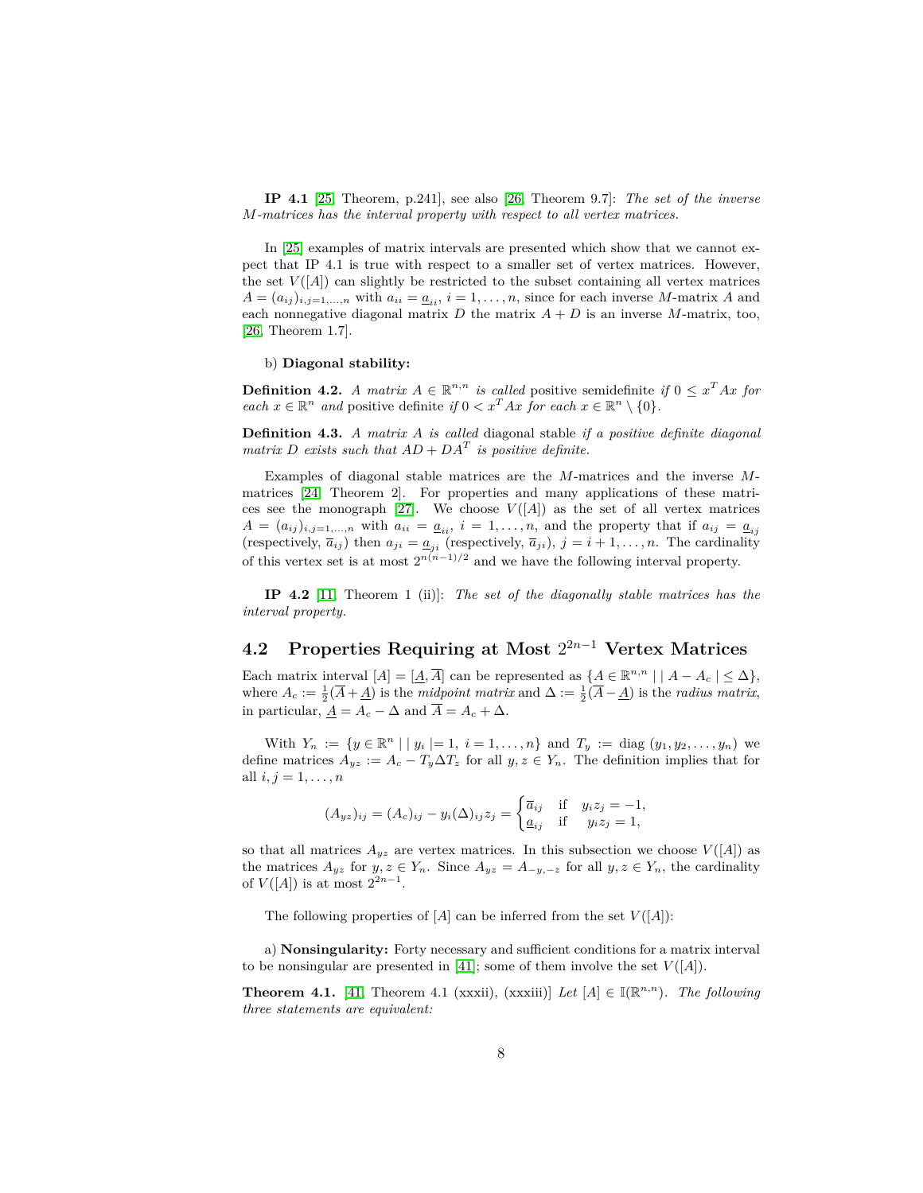**IP 4.1** [25, Theorem, p.241], see also [26, Theorem 9.7]: *The set of the inverse M-matrices has the interval property with respect to all vertex matrices.*

In [25] examples of matrix intervals are presented which show that we cannot expect that IP 4.1 is true with respect to a smaller set of vertex matrices. However, the set $V([A])$ can slightly be restricted to the subset containing all vertex matrices $A = (a_{ij})_{i,j=1,\dots,n}$ with $a_{ii} = \underline{a}_{ii}$, $i = 1,\dots,n$, since for each inverse $M$-matrix $A$ and each nonnegative diagonal matrix $D$ the matrix $A + D$ is an inverse $M$-matrix, too, [26, Theorem 1.7].

b) **Diagonal stability:**

**Definition 4.2.** *A matrix $A \in \mathbb{R}^{n,n}$ is called* positive semidefinite *if $0 \le x^T A x$ for each $x \in \mathbb{R}^n$ and* positive definite *if $0 < x^T A x$ for each $x \in \mathbb{R}^n \setminus \{0\}$.*

**Definition 4.3.** *A matrix $A$ is called* diagonal stable *if a positive definite diagonal matrix $D$ exists such that $AD + DA^T$ is positive definite.*

Examples of diagonal stable matrices are the $M$-matrices and the inverse $M$-matrices [24, Theorem 2]. For properties and many applications of these matrices see the monograph [27]. We choose $V([A])$ as the set of all vertex matrices $A = (a_{ij})_{i,j=1,\dots,n}$ with $a_{ii} = \underline{a}_{ii}$, $i = 1,\dots,n$, and the property that if $a_{ij} = \underline{a}_{ij}$ (respectively, $\overline{a}_{ij}$) then $a_{ji} = \underline{a}_{ji}$ (respectively, $\overline{a}_{ji}$), $j = i+1,\dots,n$. The cardinality of this vertex set is at most $2^{n(n-1)/2}$ and we have the following interval property.

**IP 4.2** [11, Theorem 1 (ii)]: *The set of the diagonally stable matrices has the interval property.*

## 4.2 Properties Requiring at Most $2^{2n-1}$ Vertex Matrices

Each matrix interval $[A] = [\underline{A}, \overline{A}]$ can be represented as $\{A \in \mathbb{R}^{n,n} \mid |A - A_c| \le \Delta\}$, where $A_c := \frac{1}{2}(\overline{A} + \underline{A})$ is the *midpoint matrix* and $\Delta := \frac{1}{2}(\overline{A} - \underline{A})$ is the *radius matrix*, in particular, $\underline{A} = A_c - \Delta$ and $\overline{A} = A_c + \Delta$.

With $Y_n := \{y \in \mathbb{R}^n \mid |y_i| = 1,\ i = 1,\dots,n\}$ and $T_y := \operatorname{diag}(y_1, y_2, \dots, y_n)$ we define matrices $A_{yz} := A_c - T_y \Delta T_z$ for all $y, z \in Y_n$. The definition implies that for all $i, j = 1,\dots,n$

$$(A_{yz})_{ij} = (A_c)_{ij} - y_i (\Delta)_{ij} z_j = \begin{cases} \overline{a}_{ij} & \text{if} \quad y_i z_j = -1, \\ \underline{a}_{ij} & \text{if} \quad y_i z_j = 1, \end{cases}$$

so that all matrices $A_{yz}$ are vertex matrices. In this subsection we choose $V([A])$ as the matrices $A_{yz}$ for $y, z \in Y_n$. Since $A_{yz} = A_{-y,-z}$ for all $y, z \in Y_n$, the cardinality of $V([A])$ is at most $2^{2n-1}$.

The following properties of $[A]$ can be inferred from the set $V([A])$:

a) **Nonsingularity:** Forty necessary and sufficient conditions for a matrix interval to be nonsingular are presented in [41]; some of them involve the set $V([A])$.

**Theorem 4.1.** [41, Theorem 4.1 (xxxii), (xxxiii)] *Let $[A] \in \mathbb{I}(\mathbb{R}^{n,n})$. The following three statements are equivalent:*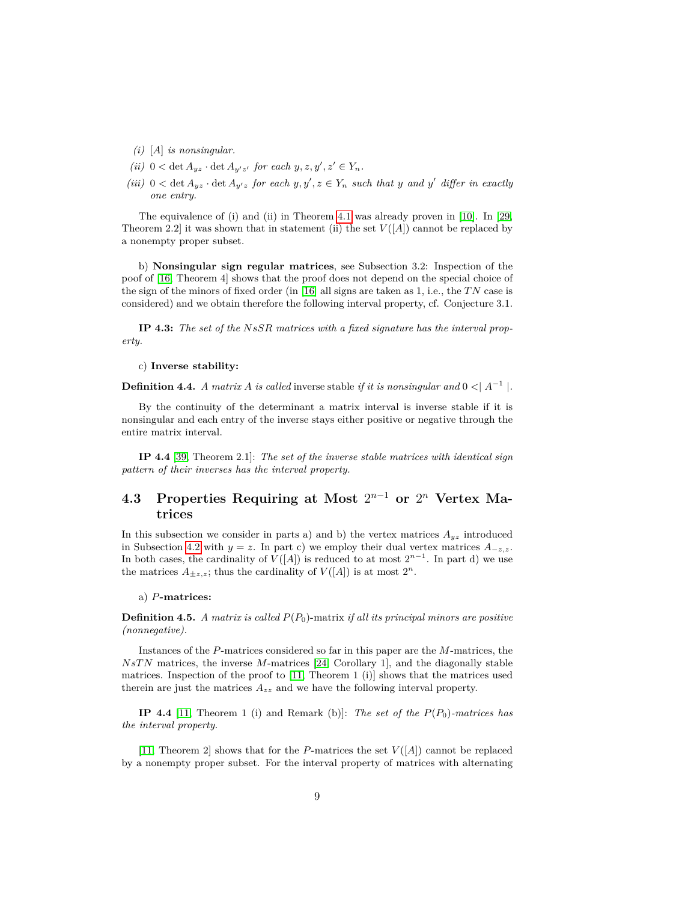*(i)* $[A]$ *is nonsingular.*

*(ii)* $0 < \det A_{yz} \cdot \det A_{y'z'}$ *for each* $y, z, y', z' \in Y_n$.

*(iii)* $0 < \det A_{yz} \cdot \det A_{y'z}$ *for each* $y, y', z \in Y_n$ *such that* $y$ *and* $y'$ *differ in exactly one entry.*

The equivalence of (i) and (ii) in Theorem 4.1 was already proven in [10]. In [29, Theorem 2.2] it was shown that in statement (ii) the set $V([A])$ cannot be replaced by a nonempty proper subset.

b) **Nonsingular sign regular matrices**, see Subsection 3.2: Inspection of the poof of [16, Theorem 4] shows that the proof does not depend on the special choice of the sign of the minors of fixed order (in [16] all signs are taken as 1, i.e., the $TN$ case is considered) and we obtain therefore the following interval property, cf. Conjecture 3.1.

**IP 4.3:** *The set of the* $NsSR$ *matrices with a fixed signature has the interval property.*

c) **Inverse stability:**

**Definition 4.4.** *A matrix* $A$ *is called* inverse stable *if it is nonsingular and* $0 <| A^{-1} |$.

By the continuity of the determinant a matrix interval is inverse stable if it is nonsingular and each entry of the inverse stays either positive or negative through the entire matrix interval.

**IP 4.4** [39, Theorem 2.1]: *The set of the inverse stable matrices with identical sign pattern of their inverses has the interval property.*

## 4.3 Properties Requiring at Most $2^{n-1}$ or $2^n$ Vertex Matrices

In this subsection we consider in parts a) and b) the vertex matrices $A_{yz}$ introduced in Subsection 4.2 with $y = z$. In part c) we employ their dual vertex matrices $A_{-z,z}$. In both cases, the cardinality of $V([A])$ is reduced to at most $2^{n-1}$. In part d) we use the matrices $A_{\pm z,z}$; thus the cardinality of $V([A])$ is at most $2^n$.

a) $P$**-matrices:**

**Definition 4.5.** *A matrix is called* $P(P_0)$-matrix *if all its principal minors are positive (nonnegative).*

Instances of the $P$-matrices considered so far in this paper are the $M$-matrices, the $NsTN$ matrices, the inverse $M$-matrices [24, Corollary 1], and the diagonally stable matrices. Inspection of the proof to [11, Theorem 1 (i)] shows that the matrices used therein are just the matrices $A_{zz}$ and we have the following interval property.

**IP 4.4** [11, Theorem 1 (i) and Remark (b)]: *The set of the* $P(P_0)$*-matrices has the interval property.*

[11, Theorem 2] shows that for the $P$-matrices the set $V([A])$ cannot be replaced by a nonempty proper subset. For the interval property of matrices with alternating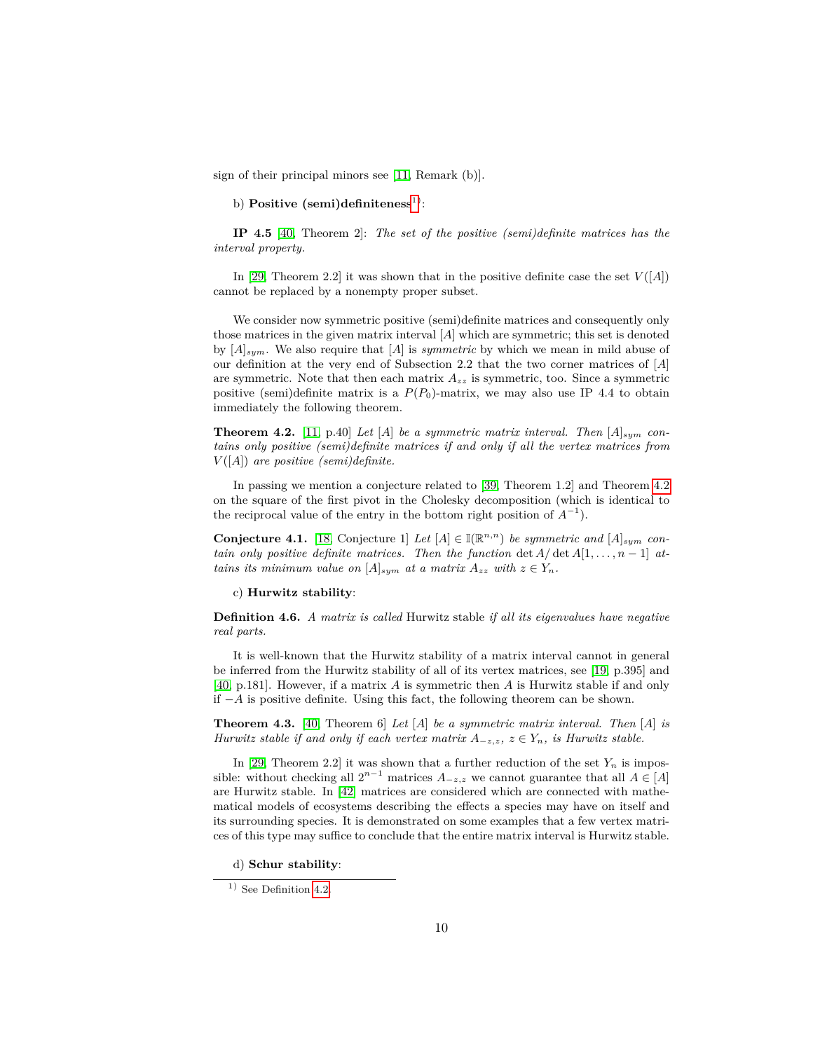sign of their principal minors see [11, Remark (b)].

b) **Positive (semi)definiteness**[1]:

**IP 4.5** [40, Theorem 2]: *The set of the positive (semi)definite matrices has the interval property.*

In [29, Theorem 2.2] it was shown that in the positive definite case the set $V([A])$ cannot be replaced by a nonempty proper subset.

We consider now symmetric positive (semi)definite matrices and consequently only those matrices in the given matrix interval $[A]$ which are symmetric; this set is denoted by $[A]_{sym}$. We also require that $[A]$ is *symmetric* by which we mean in mild abuse of our definition at the very end of Subsection 2.2 that the two corner matrices of $[A]$ are symmetric. Note that then each matrix $A_{zz}$ is symmetric, too. Since a symmetric positive (semi)definite matrix is a $P(P_0)$-matrix, we may also use IP 4.4 to obtain immediately the following theorem.

**Theorem 4.2.** [11, p.40] *Let $[A]$ be a symmetric matrix interval. Then $[A]_{sym}$ contains only positive (semi)definite matrices if and only if all the vertex matrices from $V([A])$ are positive (semi)definite.*

In passing we mention a conjecture related to [39, Theorem 1.2] and Theorem 4.2 on the square of the first pivot in the Cholesky decomposition (which is identical to the reciprocal value of the entry in the bottom right position of $A^{-1}$).

**Conjecture 4.1.** [18, Conjecture 1] *Let $[A] \in \mathbb{I}(\mathbb{R}^{n,n})$ be symmetric and $[A]_{sym}$ contain only positive definite matrices. Then the function $\det A/\det A[1,\ldots,n-1]$ attains its minimum value on $[A]_{sym}$ at a matrix $A_{zz}$ with $z \in Y_n$.*

c) **Hurwitz stability**:

**Definition 4.6.** *A matrix is called* Hurwitz stable *if all its eigenvalues have negative real parts.*

It is well-known that the Hurwitz stability of a matrix interval cannot in general be inferred from the Hurwitz stability of all of its vertex matrices, see [19, p.395] and [40, p.181]. However, if a matrix $A$ is symmetric then $A$ is Hurwitz stable if and only if $-A$ is positive definite. Using this fact, the following theorem can be shown.

**Theorem 4.3.** [40, Theorem 6] *Let $[A]$ be a symmetric matrix interval. Then $[A]$ is Hurwitz stable if and only if each vertex matrix $A_{-z,z}$, $z \in Y_n$, is Hurwitz stable.*

In [29, Theorem 2.2] it was shown that a further reduction of the set $Y_n$ is impossible: without checking all $2^{n-1}$ matrices $A_{-z,z}$ we cannot guarantee that all $A \in [A]$ are Hurwitz stable. In [42] matrices are considered which are connected with mathematical models of ecosystems describing the effects a species may have on itself and its surrounding species. It is demonstrated on some examples that a few vertex matrices of this type may suffice to conclude that the entire matrix interval is Hurwitz stable.

d) **Schur stability**:

[1] See Definition 4.2.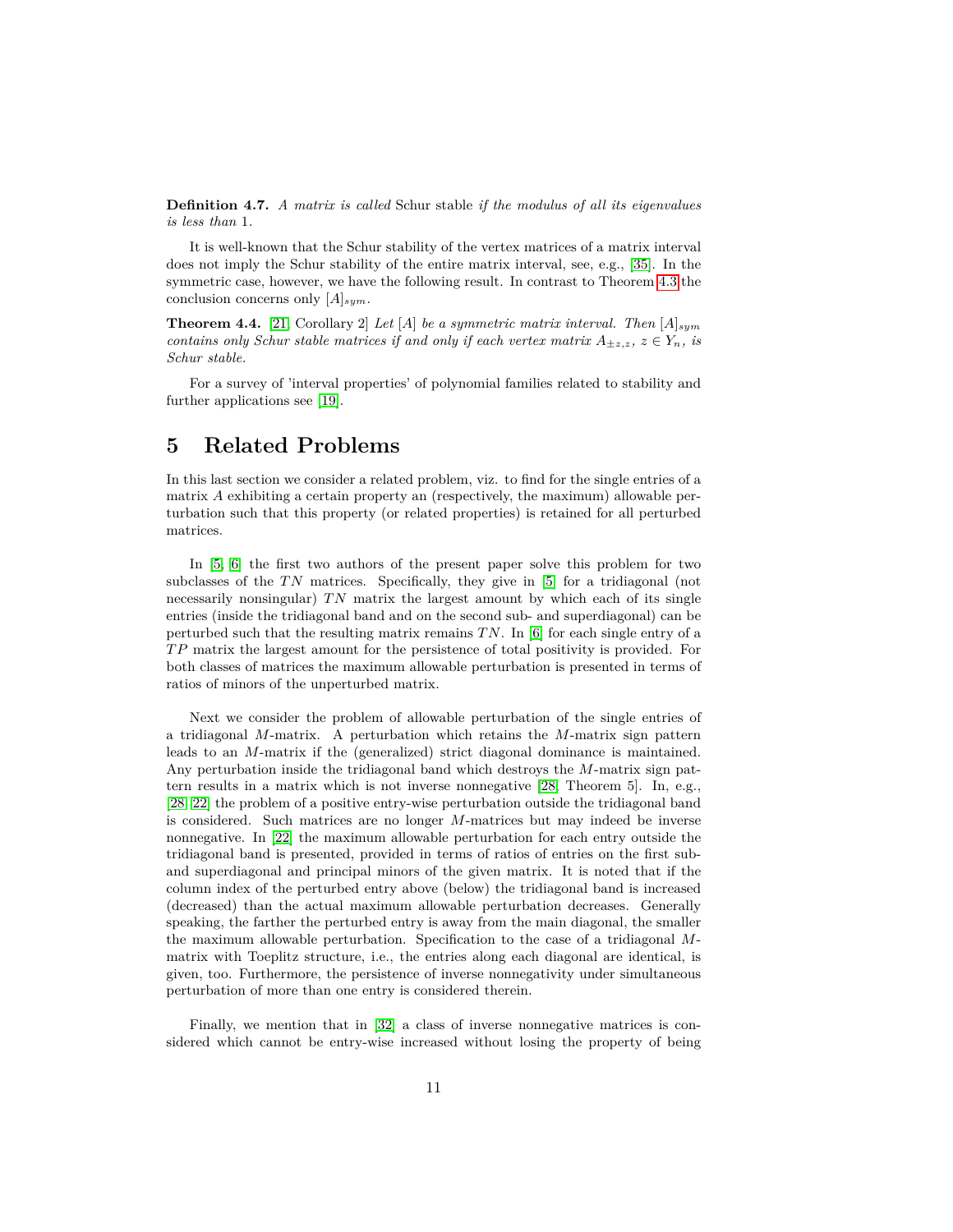**Definition 4.7.** *A matrix is called* Schur stable *if the modulus of all its eigenvalues is less than* 1*.*

It is well-known that the Schur stability of the vertex matrices of a matrix interval does not imply the Schur stability of the entire matrix interval, see, e.g., [35]. In the symmetric case, however, we have the following result. In contrast to Theorem 4.3 the conclusion concerns only $[A]_{sym}$.

**Theorem 4.4.** [21, Corollary 2] *Let $[A]$ be a symmetric matrix interval. Then $[A]_{sym}$ contains only Schur stable matrices if and only if each vertex matrix $A_{\pm z,z}$, $z \in Y_n$, is Schur stable.*

For a survey of 'interval properties' of polynomial families related to stability and further applications see [19].

# 5 Related Problems

In this last section we consider a related problem, viz. to find for the single entries of a matrix $A$ exhibiting a certain property an (respectively, the maximum) allowable perturbation such that this property (or related properties) is retained for all perturbed matrices.

In [5, 6] the first two authors of the present paper solve this problem for two subclasses of the $TN$ matrices. Specifically, they give in [5] for a tridiagonal (not necessarily nonsingular) $TN$ matrix the largest amount by which each of its single entries (inside the tridiagonal band and on the second sub- and superdiagonal) can be perturbed such that the resulting matrix remains $TN$. In [6] for each single entry of a $TP$ matrix the largest amount for the persistence of total positivity is provided. For both classes of matrices the maximum allowable perturbation is presented in terms of ratios of minors of the unperturbed matrix.

Next we consider the problem of allowable perturbation of the single entries of a tridiagonal $M$-matrix. A perturbation which retains the $M$-matrix sign pattern leads to an $M$-matrix if the (generalized) strict diagonal dominance is maintained. Any perturbation inside the tridiagonal band which destroys the $M$-matrix sign pattern results in a matrix which is not inverse nonnegative [28, Theorem 5]. In, e.g., [28, 22] the problem of a positive entry-wise perturbation outside the tridiagonal band is considered. Such matrices are no longer $M$-matrices but may indeed be inverse nonnegative. In [22] the maximum allowable perturbation for each entry outside the tridiagonal band is presented, provided in terms of ratios of entries on the first sub- and superdiagonal and principal minors of the given matrix. It is noted that if the column index of the perturbed entry above (below) the tridiagonal band is increased (decreased) than the actual maximum allowable perturbation decreases. Generally speaking, the farther the perturbed entry is away from the main diagonal, the smaller the maximum allowable perturbation. Specification to the case of a tridiagonal $M$-matrix with Toeplitz structure, i.e., the entries along each diagonal are identical, is given, too. Furthermore, the persistence of inverse nonnegativity under simultaneous perturbation of more than one entry is considered therein.

Finally, we mention that in [32] a class of inverse nonnegative matrices is considered which cannot be entry-wise increased without losing the property of being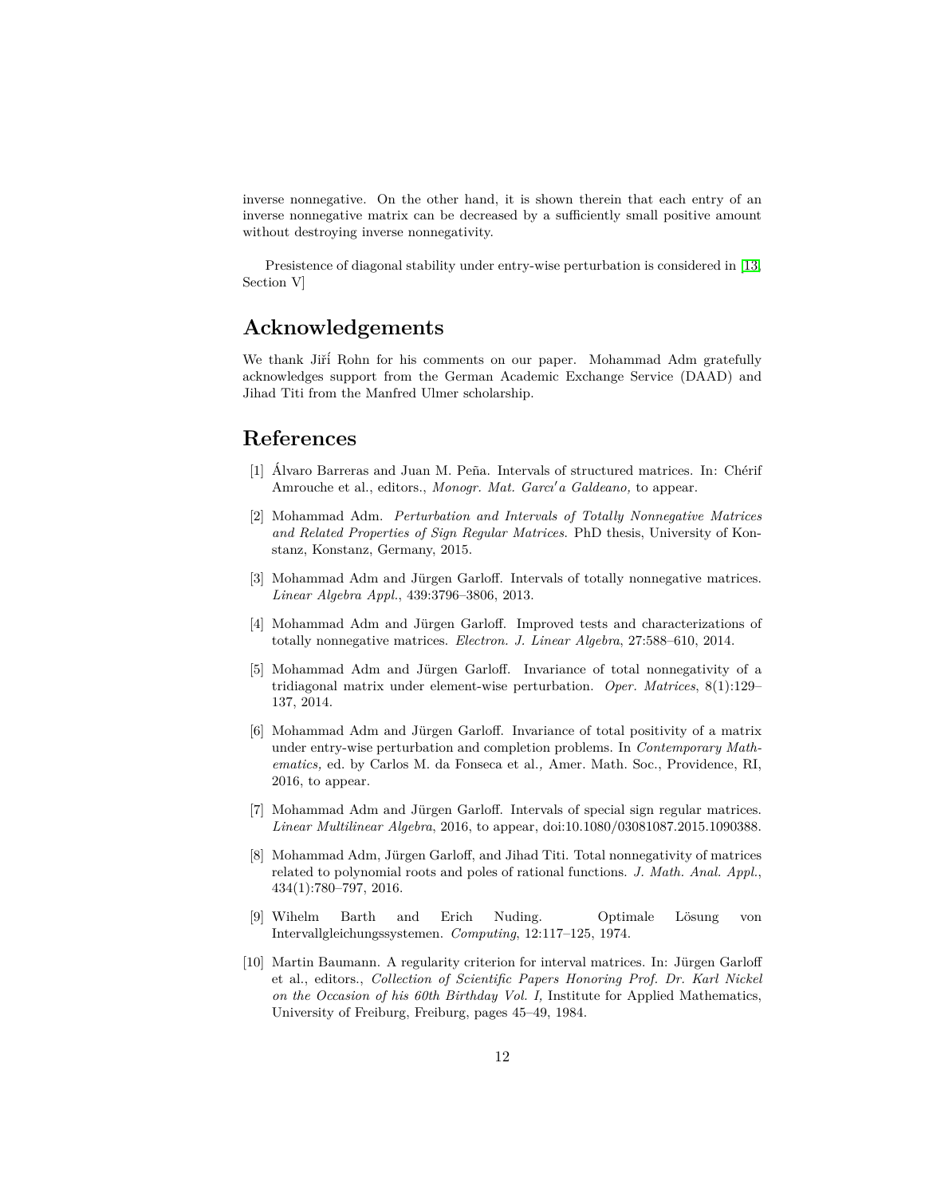inverse nonnegative. On the other hand, it is shown therein that each entry of an inverse nonnegative matrix can be decreased by a sufficiently small positive amount without destroying inverse nonnegativity.

Presistence of diagonal stability under entry-wise perturbation is considered in [13, Section V]

# Acknowledgements

We thank Jiří Rohn for his comments on our paper. Mohammad Adm gratefully acknowledges support from the German Academic Exchange Service (DAAD) and Jihad Titi from the Manfred Ulmer scholarship.

# References

[1] Álvaro Barreras and Juan M. Peña. Intervals of structured matrices. In: Chérif Amrouche et al., editors., *Monogr. Mat. Garcı′a Galdeano,* to appear.

[2] Mohammad Adm. *Perturbation and Intervals of Totally Nonnegative Matrices and Related Properties of Sign Regular Matrices.* PhD thesis, University of Konstanz, Konstanz, Germany, 2015.

[3] Mohammad Adm and Jürgen Garloff. Intervals of totally nonnegative matrices. *Linear Algebra Appl.*, 439:3796–3806, 2013.

[4] Mohammad Adm and Jürgen Garloff. Improved tests and characterizations of totally nonnegative matrices. *Electron. J. Linear Algebra*, 27:588–610, 2014.

[5] Mohammad Adm and Jürgen Garloff. Invariance of total nonnegativity of a tridiagonal matrix under element-wise perturbation. *Oper. Matrices*, 8(1):129–137, 2014.

[6] Mohammad Adm and Jürgen Garloff. Invariance of total positivity of a matrix under entry-wise perturbation and completion problems. In *Contemporary Mathematics,* ed. by Carlos M. da Fonseca et al.*,* Amer. Math. Soc., Providence, RI, 2016, to appear.

[7] Mohammad Adm and Jürgen Garloff. Intervals of special sign regular matrices. *Linear Multilinear Algebra*, 2016, to appear, doi:10.1080/03081087.2015.1090388.

[8] Mohammad Adm, Jürgen Garloff, and Jihad Titi. Total nonnegativity of matrices related to polynomial roots and poles of rational functions. *J. Math. Anal. Appl.*, 434(1):780–797, 2016.

[9] Wihelm Barth and Erich Nuding. Optimale Lösung von Intervallgleichungssystemen. *Computing*, 12:117–125, 1974.

[10] Martin Baumann. A regularity criterion for interval matrices. In: Jürgen Garloff et al., editors., *Collection of Scientific Papers Honoring Prof. Dr. Karl Nickel on the Occasion of his 60th Birthday Vol. I,* Institute for Applied Mathematics, University of Freiburg, Freiburg, pages 45–49, 1984.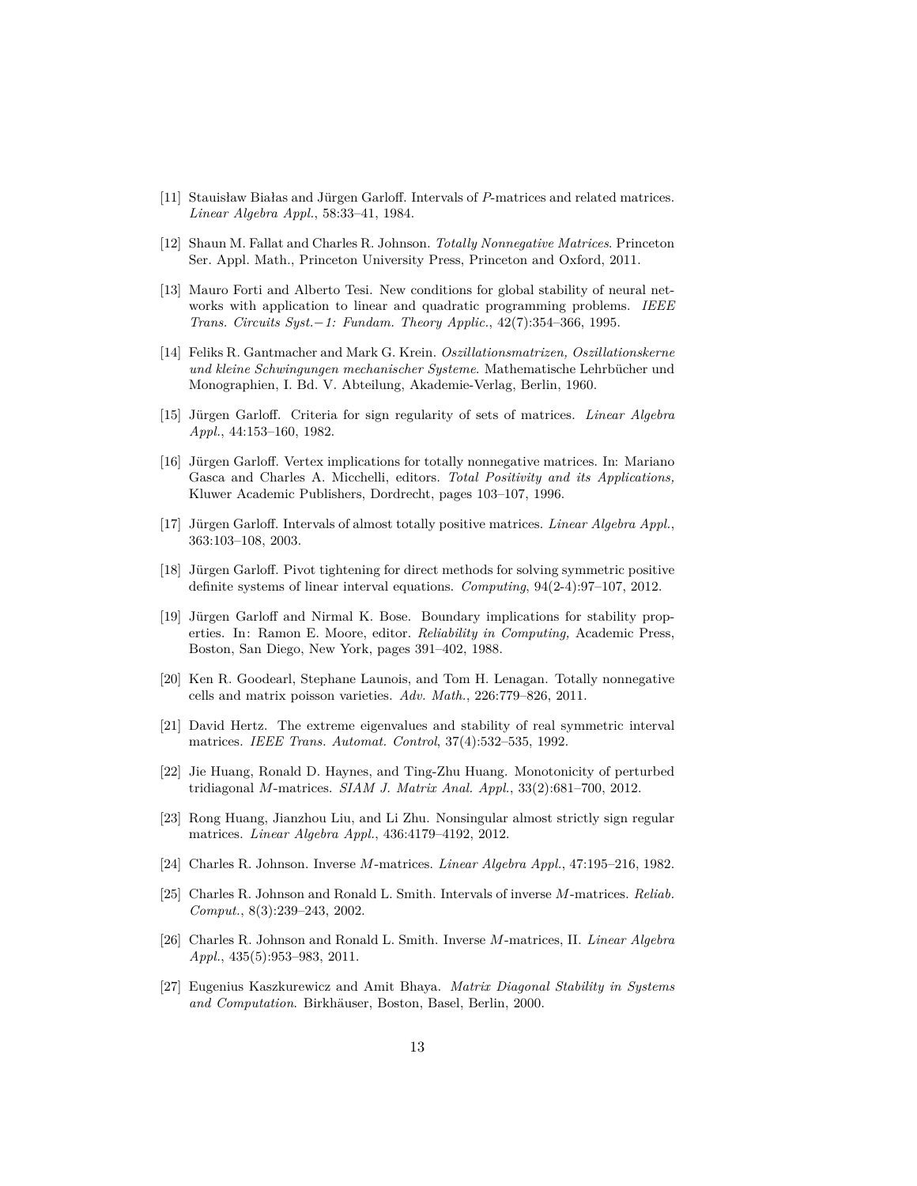[11] Stauisław Białas and Jürgen Garloff. Intervals of $P$-matrices and related matrices. *Linear Algebra Appl.*, 58:33–41, 1984.

[12] Shaun M. Fallat and Charles R. Johnson. *Totally Nonnegative Matrices*. Princeton Ser. Appl. Math., Princeton University Press, Princeton and Oxford, 2011.

[13] Mauro Forti and Alberto Tesi. New conditions for global stability of neural networks with application to linear and quadratic programming problems. *IEEE Trans. Circuits Syst.−1: Fundam. Theory Applic.*, 42(7):354–366, 1995.

[14] Feliks R. Gantmacher and Mark G. Krein. *Oszillationsmatrizen, Oszillationskerne und kleine Schwingungen mechanischer Systeme*. Mathematische Lehrbücher und Monographien, I. Bd. V. Abteilung, Akademie-Verlag, Berlin, 1960.

[15] Jürgen Garloff. Criteria for sign regularity of sets of matrices. *Linear Algebra Appl.*, 44:153–160, 1982.

[16] Jürgen Garloff. Vertex implications for totally nonnegative matrices. In: Mariano Gasca and Charles A. Micchelli, editors. *Total Positivity and its Applications,* Kluwer Academic Publishers, Dordrecht, pages 103–107, 1996.

[17] Jürgen Garloff. Intervals of almost totally positive matrices. *Linear Algebra Appl.*, 363:103–108, 2003.

[18] Jürgen Garloff. Pivot tightening for direct methods for solving symmetric positive definite systems of linear interval equations. *Computing*, 94(2-4):97–107, 2012.

[19] Jürgen Garloff and Nirmal K. Bose. Boundary implications for stability properties. In: Ramon E. Moore, editor. *Reliability in Computing,* Academic Press, Boston, San Diego, New York, pages 391–402, 1988.

[20] Ken R. Goodearl, Stephane Launois, and Tom H. Lenagan. Totally nonnegative cells and matrix poisson varieties. *Adv. Math.*, 226:779–826, 2011.

[21] David Hertz. The extreme eigenvalues and stability of real symmetric interval matrices. *IEEE Trans. Automat. Control*, 37(4):532–535, 1992.

[22] Jie Huang, Ronald D. Haynes, and Ting-Zhu Huang. Monotonicity of perturbed tridiagonal $M$-matrices. *SIAM J. Matrix Anal. Appl.*, 33(2):681–700, 2012.

[23] Rong Huang, Jianzhou Liu, and Li Zhu. Nonsingular almost strictly sign regular matrices. *Linear Algebra Appl.*, 436:4179–4192, 2012.

[24] Charles R. Johnson. Inverse $M$-matrices. *Linear Algebra Appl.*, 47:195–216, 1982.

[25] Charles R. Johnson and Ronald L. Smith. Intervals of inverse $M$-matrices. *Reliab. Comput.*, 8(3):239–243, 2002.

[26] Charles R. Johnson and Ronald L. Smith. Inverse $M$-matrices, II. *Linear Algebra Appl.*, 435(5):953–983, 2011.

[27] Eugenius Kaszkurewicz and Amit Bhaya. *Matrix Diagonal Stability in Systems and Computation*. Birkhäuser, Boston, Basel, Berlin, 2000.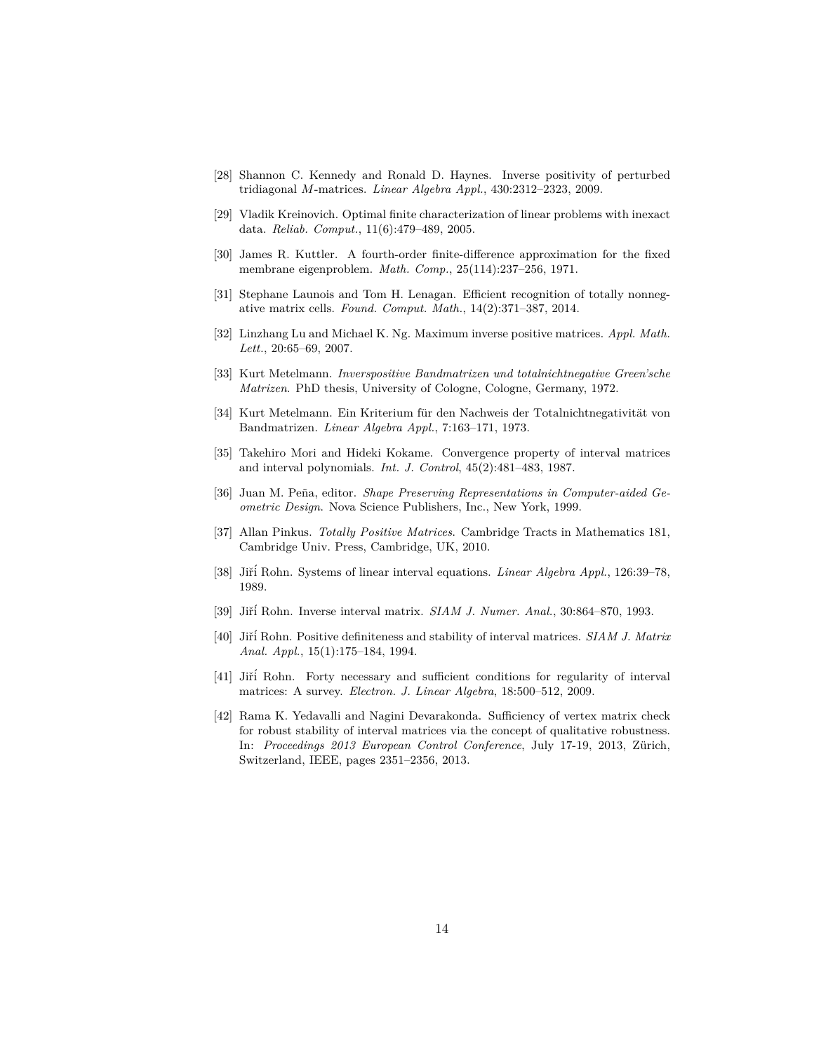[28] Shannon C. Kennedy and Ronald D. Haynes. Inverse positivity of perturbed tridiagonal $M$-matrices. *Linear Algebra Appl.*, 430:2312–2323, 2009.

[29] Vladik Kreinovich. Optimal finite characterization of linear problems with inexact data. *Reliab. Comput.*, 11(6):479–489, 2005.

[30] James R. Kuttler. A fourth-order finite-difference approximation for the fixed membrane eigenproblem. *Math. Comp.*, 25(114):237–256, 1971.

[31] Stephane Launois and Tom H. Lenagan. Efficient recognition of totally nonnegative matrix cells. *Found. Comput. Math.*, 14(2):371–387, 2014.

[32] Linzhang Lu and Michael K. Ng. Maximum inverse positive matrices. *Appl. Math. Lett.*, 20:65–69, 2007.

[33] Kurt Metelmann. *Inverspositive Bandmatrizen und totalnichtnegative Green'sche Matrizen*. PhD thesis, University of Cologne, Cologne, Germany, 1972.

[34] Kurt Metelmann. Ein Kriterium für den Nachweis der Totalnichtnegativität von Bandmatrizen. *Linear Algebra Appl.*, 7:163–171, 1973.

[35] Takehiro Mori and Hideki Kokame. Convergence property of interval matrices and interval polynomials. *Int. J. Control*, 45(2):481–483, 1987.

[36] Juan M. Peña, editor. *Shape Preserving Representations in Computer-aided Geometric Design*. Nova Science Publishers, Inc., New York, 1999.

[37] Allan Pinkus. *Totally Positive Matrices*. Cambridge Tracts in Mathematics 181, Cambridge Univ. Press, Cambridge, UK, 2010.

[38] Jiří Rohn. Systems of linear interval equations. *Linear Algebra Appl.*, 126:39–78, 1989.

[39] Jiří Rohn. Inverse interval matrix. *SIAM J. Numer. Anal.*, 30:864–870, 1993.

[40] Jiří Rohn. Positive definiteness and stability of interval matrices. *SIAM J. Matrix Anal. Appl.*, 15(1):175–184, 1994.

[41] Jiří Rohn. Forty necessary and sufficient conditions for regularity of interval matrices: A survey. *Electron. J. Linear Algebra*, 18:500–512, 2009.

[42] Rama K. Yedavalli and Nagini Devarakonda. Sufficiency of vertex matrix check for robust stability of interval matrices via the concept of qualitative robustness. In: *Proceedings 2013 European Control Conference*, July 17-19, 2013, Zürich, Switzerland, IEEE, pages 2351–2356, 2013.